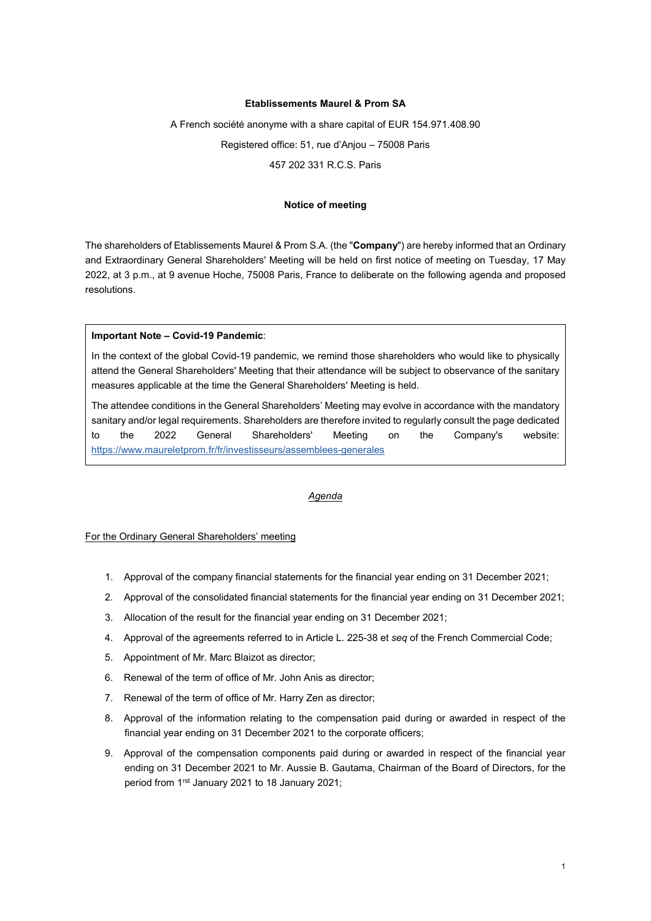**Etablissements Maurel & Prom SA**

A French société anonyme with a share capital of EUR 154.971.408.90

Registered office: 51, rue d'Anjou – 75008 Paris

457 202 331 R.C.S. Paris

**Notice of meeting**

The shareholders of Etablissements Maurel & Prom S.A. (the "**Company**") are hereby informed that an Ordinary and Extraordinary General Shareholders' Meeting will be held on first notice of meeting on Tuesday, 17 May 2022, at 3 p.m., at 9 avenue Hoche, 75008 Paris, France to deliberate on the following agenda and proposed resolutions.

> **Important Note – Covid-19 Pandemic**:
>
> In the context of the global Covid-19 pandemic, we remind those shareholders who would like to physically attend the General Shareholders' Meeting that their attendance will be subject to observance of the sanitary measures applicable at the time the General Shareholders' Meeting is held.
>
> The attendee conditions in the General Shareholders' Meeting may evolve in accordance with the mandatory sanitary and/or legal requirements. Shareholders are therefore invited to regularly consult the page dedicated to the 2022 General Shareholders' Meeting on the Company's website: https://www.maureletprom.fr/fr/investisseurs/assemblees-generales

*Agenda*

For the Ordinary General Shareholders' meeting

1. Approval of the company financial statements for the financial year ending on 31 December 2021;
2. Approval of the consolidated financial statements for the financial year ending on 31 December 2021;
3. Allocation of the result for the financial year ending on 31 December 2021;
4. Approval of the agreements referred to in Article L. 225-38 et *seq* of the French Commercial Code;
5. Appointment of Mr. Marc Blaizot as director;
6. Renewal of the term of office of Mr. John Anis as director;
7. Renewal of the term of office of Mr. Harry Zen as director;
8. Approval of the information relating to the compensation paid during or awarded in respect of the financial year ending on 31 December 2021 to the corporate officers;
9. Approval of the compensation components paid during or awarded in respect of the financial year ending on 31 December 2021 to Mr. Aussie B. Gautama, Chairman of the Board of Directors, for the period from 1rst January 2021 to 18 January 2021;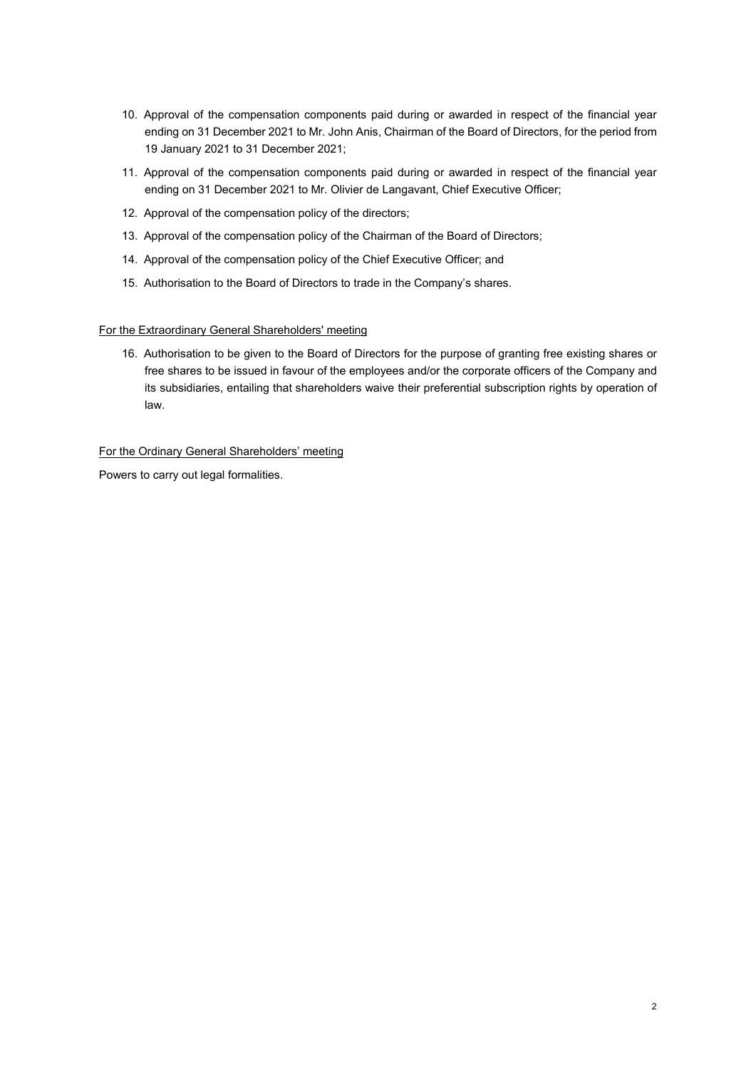10. Approval of the compensation components paid during or awarded in respect of the financial year ending on 31 December 2021 to Mr. John Anis, Chairman of the Board of Directors, for the period from 19 January 2021 to 31 December 2021;

11. Approval of the compensation components paid during or awarded in respect of the financial year ending on 31 December 2021 to Mr. Olivier de Langavant, Chief Executive Officer;

12. Approval of the compensation policy of the directors;

13. Approval of the compensation policy of the Chairman of the Board of Directors;

14. Approval of the compensation policy of the Chief Executive Officer; and

15. Authorisation to the Board of Directors to trade in the Company's shares.

<u>For the Extraordinary General Shareholders' meeting</u>

16. Authorisation to be given to the Board of Directors for the purpose of granting free existing shares or free shares to be issued in favour of the employees and/or the corporate officers of the Company and its subsidiaries, entailing that shareholders waive their preferential subscription rights by operation of law.

<u>For the Ordinary General Shareholders' meeting</u>

Powers to carry out legal formalities.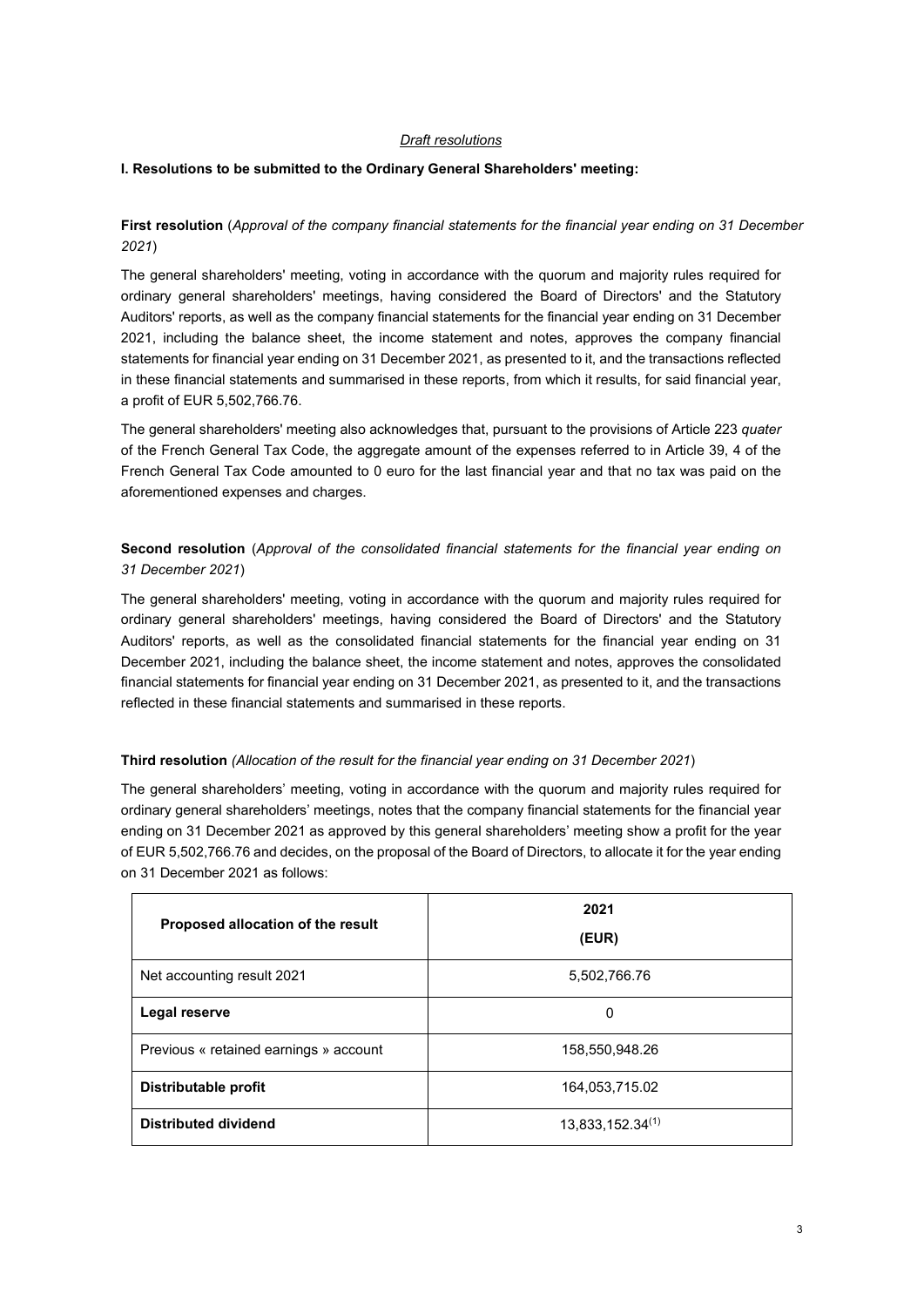*Draft resolutions*

**I. Resolutions to be submitted to the Ordinary General Shareholders' meeting:**

**First resolution** (*Approval of the company financial statements for the financial year ending on 31 December 2021*)

The general shareholders' meeting, voting in accordance with the quorum and majority rules required for ordinary general shareholders' meetings, having considered the Board of Directors' and the Statutory Auditors' reports, as well as the company financial statements for the financial year ending on 31 December 2021, including the balance sheet, the income statement and notes, approves the company financial statements for financial year ending on 31 December 2021, as presented to it, and the transactions reflected in these financial statements and summarised in these reports, from which it results, for said financial year, a profit of EUR 5,502,766.76.

The general shareholders' meeting also acknowledges that, pursuant to the provisions of Article 223 *quater* of the French General Tax Code, the aggregate amount of the expenses referred to in Article 39, 4 of the French General Tax Code amounted to 0 euro for the last financial year and that no tax was paid on the aforementioned expenses and charges.

**Second resolution** (*Approval of the consolidated financial statements for the financial year ending on 31 December 2021*)

The general shareholders' meeting, voting in accordance with the quorum and majority rules required for ordinary general shareholders' meetings, having considered the Board of Directors' and the Statutory Auditors' reports, as well as the consolidated financial statements for the financial year ending on 31 December 2021, including the balance sheet, the income statement and notes, approves the consolidated financial statements for financial year ending on 31 December 2021, as presented to it, and the transactions reflected in these financial statements and summarised in these reports.

**Third resolution** *(Allocation of the result for the financial year ending on 31 December 2021*)

The general shareholders' meeting, voting in accordance with the quorum and majority rules required for ordinary general shareholders' meetings, notes that the company financial statements for the financial year ending on 31 December 2021 as approved by this general shareholders' meeting show a profit for the year of EUR 5,502,766.76 and decides, on the proposal of the Board of Directors, to allocate it for the year ending on 31 December 2021 as follows:

| **Proposed allocation of the result** | **2021 (EUR)** |
|---|---|
| Net accounting result 2021 | 5,502,766.76 |
| **Legal reserve** | 0 |
| Previous « retained earnings » account | 158,550,948.26 |
| **Distributable profit** | 164,053,715.02 |
| **Distributed dividend** | 13,833,152.34[(1)] |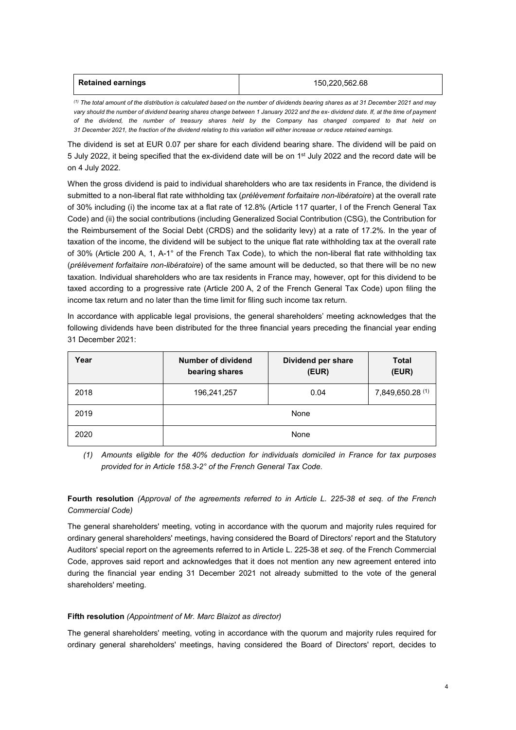| Retained earnings | 150,220,562.68 |
|---|---|

*[(1)] The total amount of the distribution is calculated based on the number of dividends bearing shares as at 31 December 2021 and may vary should the number of dividend bearing shares change between 1 January 2022 and the ex- dividend date. If, at the time of payment of the dividend, the number of treasury shares held by the Company has changed compared to that held on 31 December 2021, the fraction of the dividend relating to this variation will either increase or reduce retained earnings.*

The dividend is set at EUR 0.07 per share for each dividend bearing share. The dividend will be paid on 5 July 2022, it being specified that the ex-dividend date will be on 1st July 2022 and the record date will be on 4 July 2022.

When the gross dividend is paid to individual shareholders who are tax residents in France, the dividend is submitted to a non-liberal flat rate withholding tax (*prélèvement forfaitaire non-libératoire*) at the overall rate of 30% including (i) the income tax at a flat rate of 12.8% (Article 117 quarter, I of the French General Tax Code) and (ii) the social contributions (including Generalized Social Contribution (CSG), the Contribution for the Reimbursement of the Social Debt (CRDS) and the solidarity levy) at a rate of 17.2%. In the year of taxation of the income, the dividend will be subject to the unique flat rate withholding tax at the overall rate of 30% (Article 200 A, 1, A-1° of the French Tax Code), to which the non-liberal flat rate withholding tax (*prélèvement forfaitaire non-libératoire*) of the same amount will be deducted, so that there will be no new taxation. Individual shareholders who are tax residents in France may, however, opt for this dividend to be taxed according to a progressive rate (Article 200 A, 2 of the French General Tax Code) upon filing the income tax return and no later than the time limit for filing such income tax return.

In accordance with applicable legal provisions, the general shareholders' meeting acknowledges that the following dividends have been distributed for the three financial years preceding the financial year ending 31 December 2021:

| Year | Number of dividend bearing shares | Dividend per share (EUR) | Total (EUR) |
|---|---|---|---|
| 2018 | 196,241,257 | 0.04 | 7,849,650.28 [(1)] |
| 2019 | None | | |
| 2020 | None | | |

*(1) Amounts eligible for the 40% deduction for individuals domiciled in France for tax purposes provided for in Article 158.3-2° of the French General Tax Code.*

**Fourth resolution** *(Approval of the agreements referred to in Article L. 225-38 et seq. of the French Commercial Code)*

The general shareholders' meeting, voting in accordance with the quorum and majority rules required for ordinary general shareholders' meetings, having considered the Board of Directors' report and the Statutory Auditors' special report on the agreements referred to in Article L. 225-38 et *seq*. of the French Commercial Code, approves said report and acknowledges that it does not mention any new agreement entered into during the financial year ending 31 December 2021 not already submitted to the vote of the general shareholders' meeting.

**Fifth resolution** *(Appointment of Mr. Marc Blaizot as director)*

The general shareholders' meeting, voting in accordance with the quorum and majority rules required for ordinary general shareholders' meetings, having considered the Board of Directors' report, decides to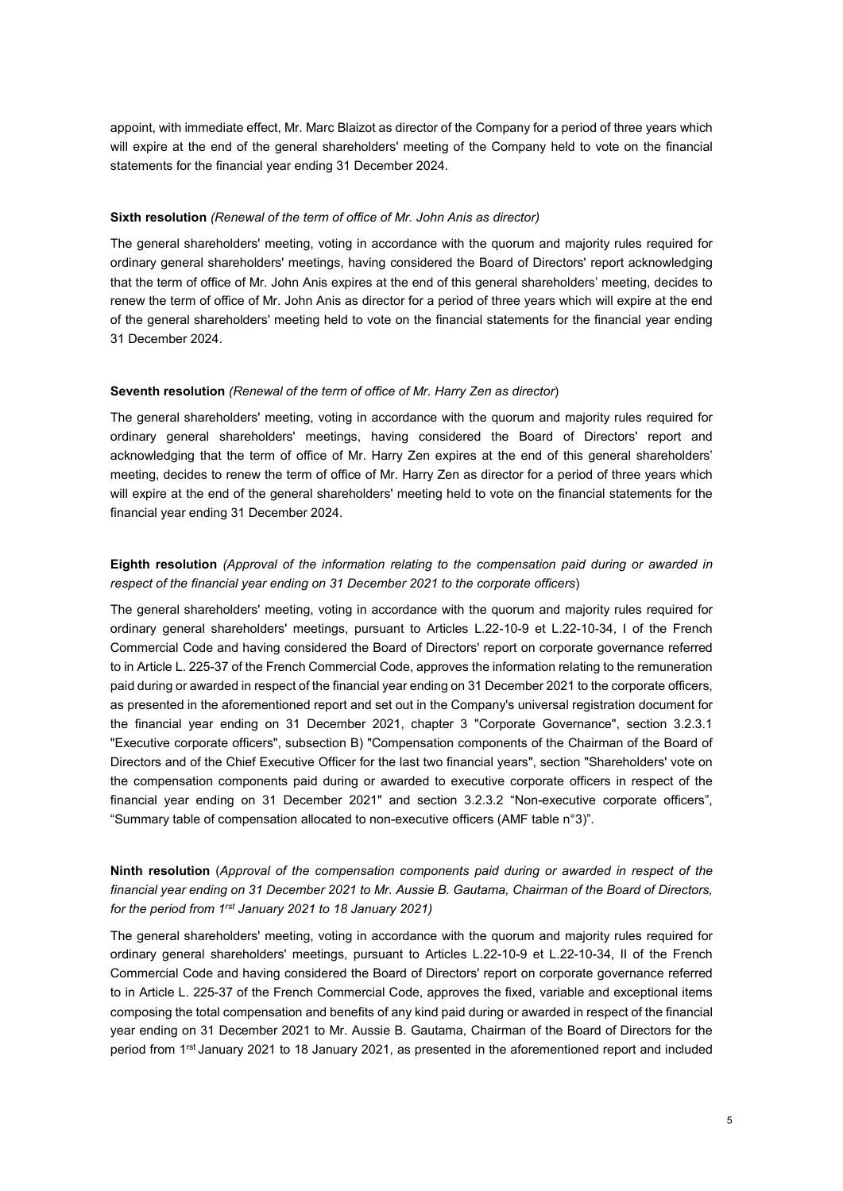appoint, with immediate effect, Mr. Marc Blaizot as director of the Company for a period of three years which will expire at the end of the general shareholders' meeting of the Company held to vote on the financial statements for the financial year ending 31 December 2024.

**Sixth resolution** *(Renewal of the term of office of Mr. John Anis as director)*

The general shareholders' meeting, voting in accordance with the quorum and majority rules required for ordinary general shareholders' meetings, having considered the Board of Directors' report acknowledging that the term of office of Mr. John Anis expires at the end of this general shareholders' meeting, decides to renew the term of office of Mr. John Anis as director for a period of three years which will expire at the end of the general shareholders' meeting held to vote on the financial statements for the financial year ending 31 December 2024.

**Seventh resolution** *(Renewal of the term of office of Mr. Harry Zen as director)*

The general shareholders' meeting, voting in accordance with the quorum and majority rules required for ordinary general shareholders' meetings, having considered the Board of Directors' report and acknowledging that the term of office of Mr. Harry Zen expires at the end of this general shareholders' meeting, decides to renew the term of office of Mr. Harry Zen as director for a period of three years which will expire at the end of the general shareholders' meeting held to vote on the financial statements for the financial year ending 31 December 2024.

**Eighth resolution** *(Approval of the information relating to the compensation paid during or awarded in respect of the financial year ending on 31 December 2021 to the corporate officers)*

The general shareholders' meeting, voting in accordance with the quorum and majority rules required for ordinary general shareholders' meetings, pursuant to Articles L.22-10-9 et L.22-10-34, I of the French Commercial Code and having considered the Board of Directors' report on corporate governance referred to in Article L. 225-37 of the French Commercial Code, approves the information relating to the remuneration paid during or awarded in respect of the financial year ending on 31 December 2021 to the corporate officers, as presented in the aforementioned report and set out in the Company's universal registration document for the financial year ending on 31 December 2021, chapter 3 "Corporate Governance", section 3.2.3.1 "Executive corporate officers", subsection B) "Compensation components of the Chairman of the Board of Directors and of the Chief Executive Officer for the last two financial years", section "Shareholders' vote on the compensation components paid during or awarded to executive corporate officers in respect of the financial year ending on 31 December 2021" and section 3.2.3.2 "Non-executive corporate officers", "Summary table of compensation allocated to non-executive officers (AMF table n°3)".

**Ninth resolution** (*Approval of the compensation components paid during or awarded in respect of the financial year ending on 31 December 2021 to Mr. Aussie B. Gautama, Chairman of the Board of Directors, for the period from 1rst January 2021 to 18 January 2021)*

The general shareholders' meeting, voting in accordance with the quorum and majority rules required for ordinary general shareholders' meetings, pursuant to Articles L.22-10-9 et L.22-10-34, II of the French Commercial Code and having considered the Board of Directors' report on corporate governance referred to in Article L. 225-37 of the French Commercial Code, approves the fixed, variable and exceptional items composing the total compensation and benefits of any kind paid during or awarded in respect of the financial year ending on 31 December 2021 to Mr. Aussie B. Gautama, Chairman of the Board of Directors for the period from 1rst January 2021 to 18 January 2021, as presented in the aforementioned report and included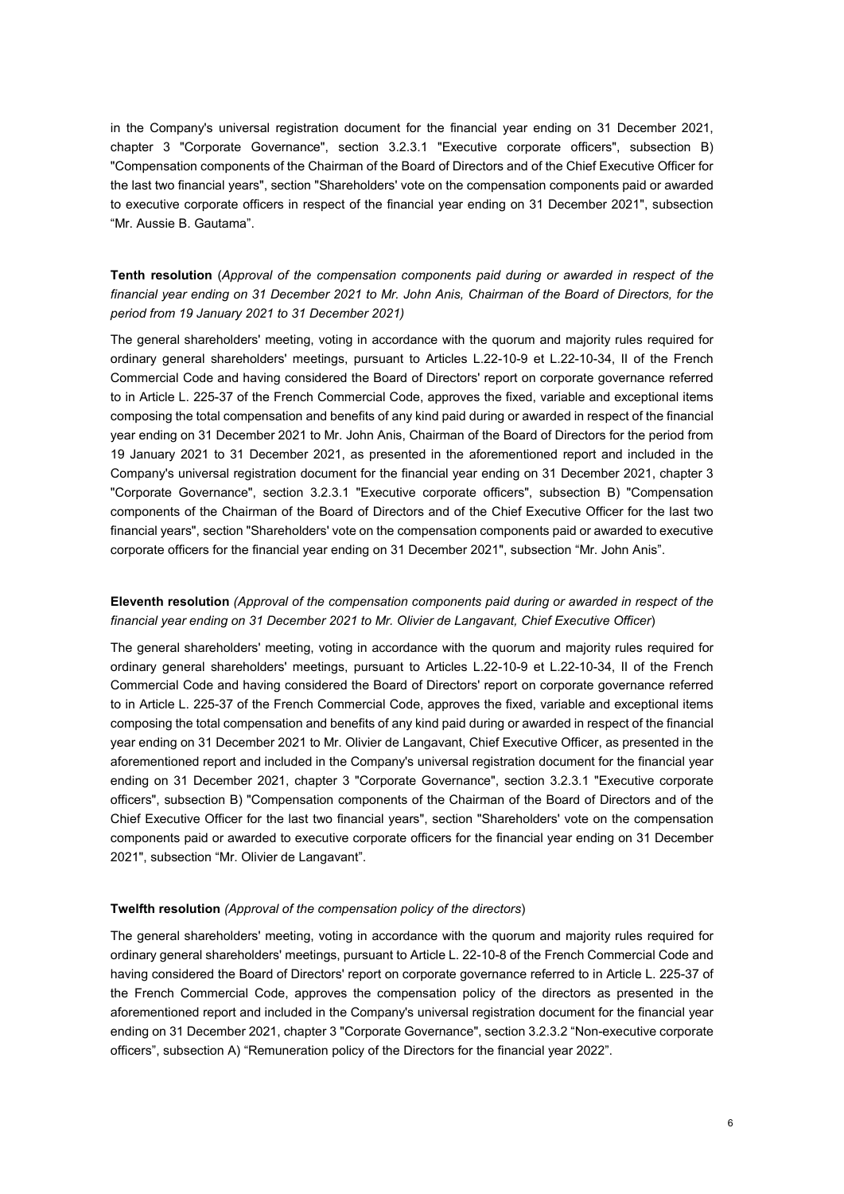in the Company's universal registration document for the financial year ending on 31 December 2021, chapter 3 "Corporate Governance", section 3.2.3.1 "Executive corporate officers", subsection B) "Compensation components of the Chairman of the Board of Directors and of the Chief Executive Officer for the last two financial years", section "Shareholders' vote on the compensation components paid or awarded to executive corporate officers in respect of the financial year ending on 31 December 2021", subsection "Mr. Aussie B. Gautama".

**Tenth resolution** (*Approval of the compensation components paid during or awarded in respect of the financial year ending on 31 December 2021 to Mr. John Anis, Chairman of the Board of Directors, for the period from 19 January 2021 to 31 December 2021)*

The general shareholders' meeting, voting in accordance with the quorum and majority rules required for ordinary general shareholders' meetings, pursuant to Articles L.22-10-9 et L.22-10-34, II of the French Commercial Code and having considered the Board of Directors' report on corporate governance referred to in Article L. 225-37 of the French Commercial Code, approves the fixed, variable and exceptional items composing the total compensation and benefits of any kind paid during or awarded in respect of the financial year ending on 31 December 2021 to Mr. John Anis, Chairman of the Board of Directors for the period from 19 January 2021 to 31 December 2021, as presented in the aforementioned report and included in the Company's universal registration document for the financial year ending on 31 December 2021, chapter 3 "Corporate Governance", section 3.2.3.1 "Executive corporate officers", subsection B) "Compensation components of the Chairman of the Board of Directors and of the Chief Executive Officer for the last two financial years", section "Shareholders' vote on the compensation components paid or awarded to executive corporate officers for the financial year ending on 31 December 2021", subsection "Mr. John Anis".

**Eleventh resolution** *(Approval of the compensation components paid during or awarded in respect of the financial year ending on 31 December 2021 to Mr. Olivier de Langavant, Chief Executive Officer*)

The general shareholders' meeting, voting in accordance with the quorum and majority rules required for ordinary general shareholders' meetings, pursuant to Articles L.22-10-9 et L.22-10-34, II of the French Commercial Code and having considered the Board of Directors' report on corporate governance referred to in Article L. 225-37 of the French Commercial Code, approves the fixed, variable and exceptional items composing the total compensation and benefits of any kind paid during or awarded in respect of the financial year ending on 31 December 2021 to Mr. Olivier de Langavant, Chief Executive Officer, as presented in the aforementioned report and included in the Company's universal registration document for the financial year ending on 31 December 2021, chapter 3 "Corporate Governance", section 3.2.3.1 "Executive corporate officers", subsection B) "Compensation components of the Chairman of the Board of Directors and of the Chief Executive Officer for the last two financial years", section "Shareholders' vote on the compensation components paid or awarded to executive corporate officers for the financial year ending on 31 December 2021", subsection "Mr. Olivier de Langavant".

**Twelfth resolution** *(Approval of the compensation policy of the directors*)

The general shareholders' meeting, voting in accordance with the quorum and majority rules required for ordinary general shareholders' meetings, pursuant to Article L. 22-10-8 of the French Commercial Code and having considered the Board of Directors' report on corporate governance referred to in Article L. 225-37 of the French Commercial Code, approves the compensation policy of the directors as presented in the aforementioned report and included in the Company's universal registration document for the financial year ending on 31 December 2021, chapter 3 "Corporate Governance", section 3.2.3.2 "Non-executive corporate officers", subsection A) "Remuneration policy of the Directors for the financial year 2022".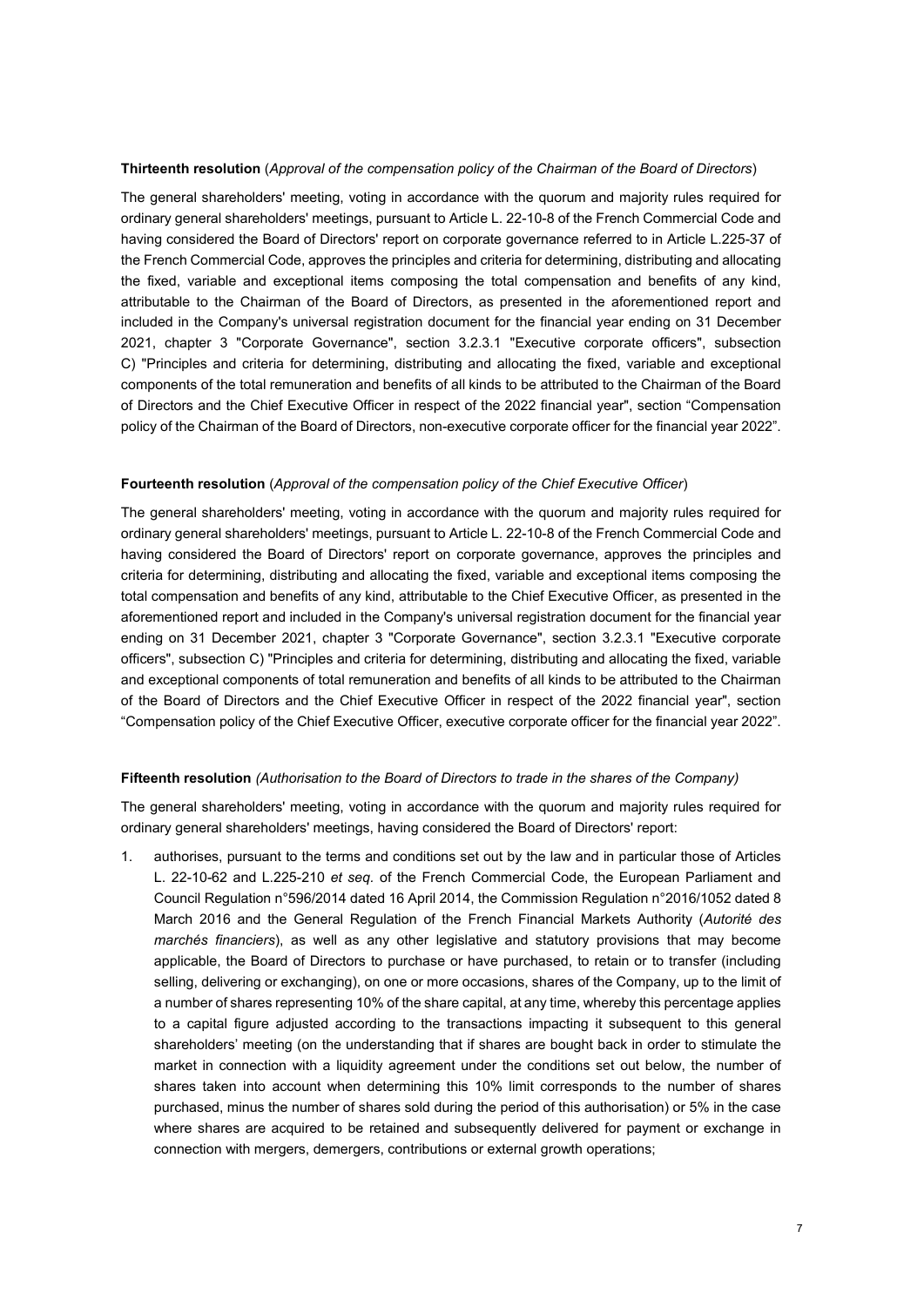**Thirteenth resolution** (*Approval of the compensation policy of the Chairman of the Board of Directors*)

The general shareholders' meeting, voting in accordance with the quorum and majority rules required for ordinary general shareholders' meetings, pursuant to Article L. 22-10-8 of the French Commercial Code and having considered the Board of Directors' report on corporate governance referred to in Article L.225-37 of the French Commercial Code, approves the principles and criteria for determining, distributing and allocating the fixed, variable and exceptional items composing the total compensation and benefits of any kind, attributable to the Chairman of the Board of Directors, as presented in the aforementioned report and included in the Company's universal registration document for the financial year ending on 31 December 2021, chapter 3 "Corporate Governance", section 3.2.3.1 "Executive corporate officers", subsection C) "Principles and criteria for determining, distributing and allocating the fixed, variable and exceptional components of the total remuneration and benefits of all kinds to be attributed to the Chairman of the Board of Directors and the Chief Executive Officer in respect of the 2022 financial year", section "Compensation policy of the Chairman of the Board of Directors, non-executive corporate officer for the financial year 2022".

**Fourteenth resolution** (*Approval of the compensation policy of the Chief Executive Officer*)

The general shareholders' meeting, voting in accordance with the quorum and majority rules required for ordinary general shareholders' meetings, pursuant to Article L. 22-10-8 of the French Commercial Code and having considered the Board of Directors' report on corporate governance, approves the principles and criteria for determining, distributing and allocating the fixed, variable and exceptional items composing the total compensation and benefits of any kind, attributable to the Chief Executive Officer, as presented in the aforementioned report and included in the Company's universal registration document for the financial year ending on 31 December 2021, chapter 3 "Corporate Governance", section 3.2.3.1 "Executive corporate officers", subsection C) "Principles and criteria for determining, distributing and allocating the fixed, variable and exceptional components of total remuneration and benefits of all kinds to be attributed to the Chairman of the Board of Directors and the Chief Executive Officer in respect of the 2022 financial year", section "Compensation policy of the Chief Executive Officer, executive corporate officer for the financial year 2022".

**Fifteenth resolution** *(Authorisation to the Board of Directors to trade in the shares of the Company)*

The general shareholders' meeting, voting in accordance with the quorum and majority rules required for ordinary general shareholders' meetings, having considered the Board of Directors' report:

1. authorises, pursuant to the terms and conditions set out by the law and in particular those of Articles L. 22-10-62 and L.225-210 *et seq*. of the French Commercial Code, the European Parliament and Council Regulation n°596/2014 dated 16 April 2014, the Commission Regulation n°2016/1052 dated 8 March 2016 and the General Regulation of the French Financial Markets Authority (*Autorité des marchés financiers*), as well as any other legislative and statutory provisions that may become applicable, the Board of Directors to purchase or have purchased, to retain or to transfer (including selling, delivering or exchanging), on one or more occasions, shares of the Company, up to the limit of a number of shares representing 10% of the share capital, at any time, whereby this percentage applies to a capital figure adjusted according to the transactions impacting it subsequent to this general shareholders' meeting (on the understanding that if shares are bought back in order to stimulate the market in connection with a liquidity agreement under the conditions set out below, the number of shares taken into account when determining this 10% limit corresponds to the number of shares purchased, minus the number of shares sold during the period of this authorisation) or 5% in the case where shares are acquired to be retained and subsequently delivered for payment or exchange in connection with mergers, demergers, contributions or external growth operations;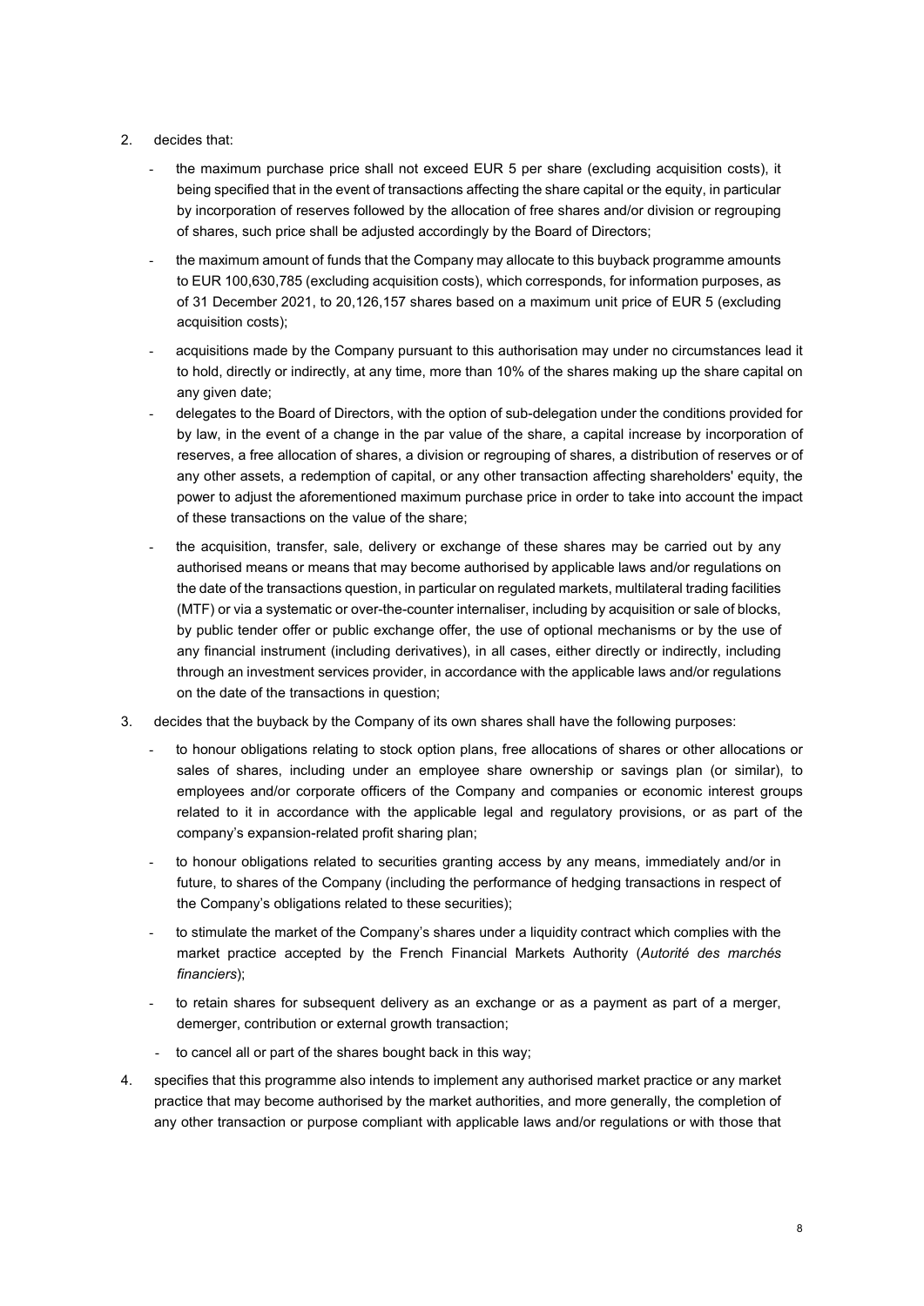2. decides that:

   - the maximum purchase price shall not exceed EUR 5 per share (excluding acquisition costs), it being specified that in the event of transactions affecting the share capital or the equity, in particular by incorporation of reserves followed by the allocation of free shares and/or division or regrouping of shares, such price shall be adjusted accordingly by the Board of Directors;
   - the maximum amount of funds that the Company may allocate to this buyback programme amounts to EUR 100,630,785 (excluding acquisition costs), which corresponds, for information purposes, as of 31 December 2021, to 20,126,157 shares based on a maximum unit price of EUR 5 (excluding acquisition costs);
   - acquisitions made by the Company pursuant to this authorisation may under no circumstances lead it to hold, directly or indirectly, at any time, more than 10% of the shares making up the share capital on any given date;
   - delegates to the Board of Directors, with the option of sub-delegation under the conditions provided for by law, in the event of a change in the par value of the share, a capital increase by incorporation of reserves, a free allocation of shares, a division or regrouping of shares, a distribution of reserves or of any other assets, a redemption of capital, or any other transaction affecting shareholders' equity, the power to adjust the aforementioned maximum purchase price in order to take into account the impact of these transactions on the value of the share;
   - the acquisition, transfer, sale, delivery or exchange of these shares may be carried out by any authorised means or means that may become authorised by applicable laws and/or regulations on the date of the transactions question, in particular on regulated markets, multilateral trading facilities (MTF) or via a systematic or over-the-counter internaliser, including by acquisition or sale of blocks, by public tender offer or public exchange offer, the use of optional mechanisms or by the use of any financial instrument (including derivatives), in all cases, either directly or indirectly, including through an investment services provider, in accordance with the applicable laws and/or regulations on the date of the transactions in question;

3. decides that the buyback by the Company of its own shares shall have the following purposes:

   - to honour obligations relating to stock option plans, free allocations of shares or other allocations or sales of shares, including under an employee share ownership or savings plan (or similar), to employees and/or corporate officers of the Company and companies or economic interest groups related to it in accordance with the applicable legal and regulatory provisions, or as part of the company's expansion-related profit sharing plan;
   - to honour obligations related to securities granting access by any means, immediately and/or in future, to shares of the Company (including the performance of hedging transactions in respect of the Company's obligations related to these securities);
   - to stimulate the market of the Company's shares under a liquidity contract which complies with the market practice accepted by the French Financial Markets Authority (*Autorité des marchés financiers*);
   - to retain shares for subsequent delivery as an exchange or as a payment as part of a merger, demerger, contribution or external growth transaction;
   - to cancel all or part of the shares bought back in this way;

4. specifies that this programme also intends to implement any authorised market practice or any market practice that may become authorised by the market authorities, and more generally, the completion of any other transaction or purpose compliant with applicable laws and/or regulations or with those that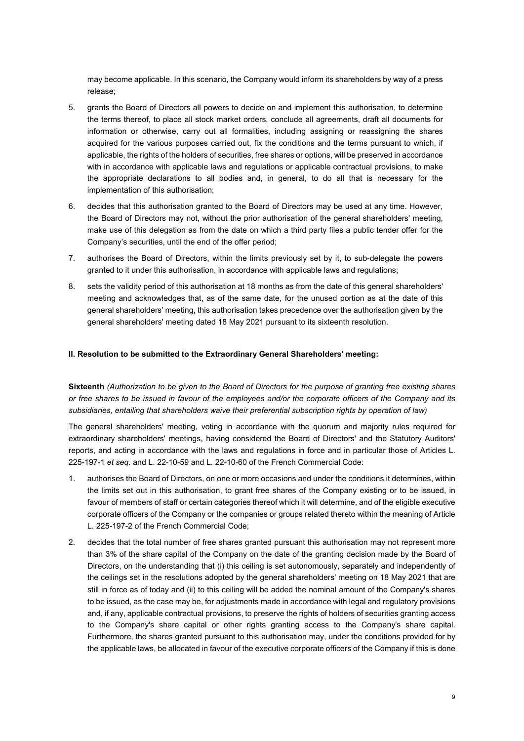may become applicable. In this scenario, the Company would inform its shareholders by way of a press release;

5. grants the Board of Directors all powers to decide on and implement this authorisation, to determine the terms thereof, to place all stock market orders, conclude all agreements, draft all documents for information or otherwise, carry out all formalities, including assigning or reassigning the shares acquired for the various purposes carried out, fix the conditions and the terms pursuant to which, if applicable, the rights of the holders of securities, free shares or options, will be preserved in accordance with in accordance with applicable laws and regulations or applicable contractual provisions, to make the appropriate declarations to all bodies and, in general, to do all that is necessary for the implementation of this authorisation;
6. decides that this authorisation granted to the Board of Directors may be used at any time. However, the Board of Directors may not, without the prior authorisation of the general shareholders' meeting, make use of this delegation as from the date on which a third party files a public tender offer for the Company's securities, until the end of the offer period;
7. authorises the Board of Directors, within the limits previously set by it, to sub-delegate the powers granted to it under this authorisation, in accordance with applicable laws and regulations;
8. sets the validity period of this authorisation at 18 months as from the date of this general shareholders' meeting and acknowledges that, as of the same date, for the unused portion as at the date of this general shareholders' meeting, this authorisation takes precedence over the authorisation given by the general shareholders' meeting dated 18 May 2021 pursuant to its sixteenth resolution.

**II. Resolution to be submitted to the Extraordinary General Shareholders' meeting:**

**Sixteenth** *(Authorization to be given to the Board of Directors for the purpose of granting free existing shares or free shares to be issued in favour of the employees and/or the corporate officers of the Company and its subsidiaries, entailing that shareholders waive their preferential subscription rights by operation of law)*

The general shareholders' meeting, voting in accordance with the quorum and majority rules required for extraordinary shareholders' meetings, having considered the Board of Directors' and the Statutory Auditors' reports, and acting in accordance with the laws and regulations in force and in particular those of Articles L. 225-197-1 *et seq.* and L. 22-10-59 and L. 22-10-60 of the French Commercial Code:

1. authorises the Board of Directors, on one or more occasions and under the conditions it determines, within the limits set out in this authorisation, to grant free shares of the Company existing or to be issued, in favour of members of staff or certain categories thereof which it will determine, and of the eligible executive corporate officers of the Company or the companies or groups related thereto within the meaning of Article L. 225-197-2 of the French Commercial Code;
2. decides that the total number of free shares granted pursuant this authorisation may not represent more than 3% of the share capital of the Company on the date of the granting decision made by the Board of Directors, on the understanding that (i) this ceiling is set autonomously, separately and independently of the ceilings set in the resolutions adopted by the general shareholders' meeting on 18 May 2021 that are still in force as of today and (ii) to this ceiling will be added the nominal amount of the Company's shares to be issued, as the case may be, for adjustments made in accordance with legal and regulatory provisions and, if any, applicable contractual provisions, to preserve the rights of holders of securities granting access to the Company's share capital or other rights granting access to the Company's share capital. Furthermore, the shares granted pursuant to this authorisation may, under the conditions provided for by the applicable laws, be allocated in favour of the executive corporate officers of the Company if this is done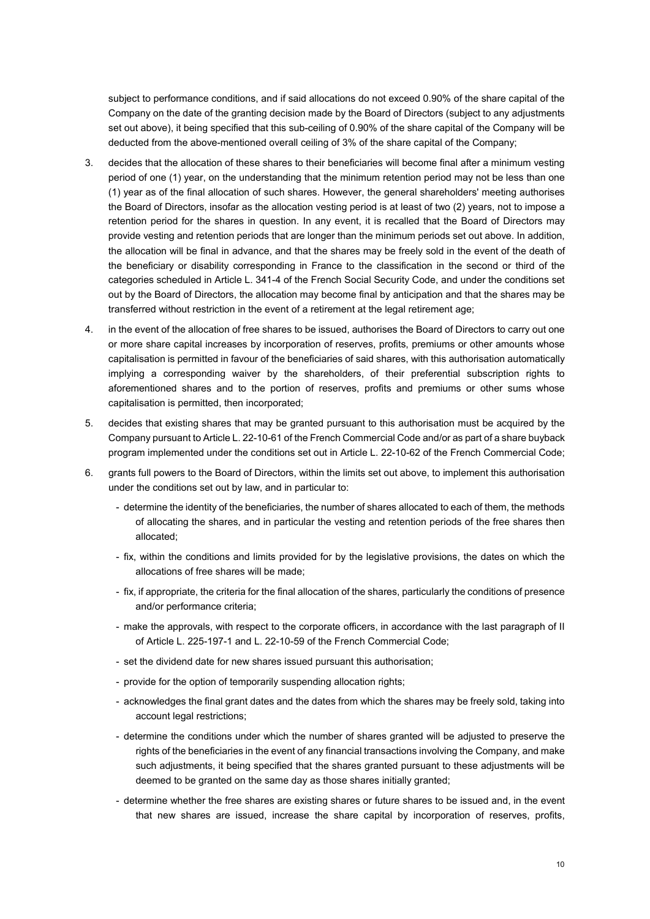subject to performance conditions, and if said allocations do not exceed 0.90% of the share capital of the Company on the date of the granting decision made by the Board of Directors (subject to any adjustments set out above), it being specified that this sub-ceiling of 0.90% of the share capital of the Company will be deducted from the above-mentioned overall ceiling of 3% of the share capital of the Company;

3. decides that the allocation of these shares to their beneficiaries will become final after a minimum vesting period of one (1) year, on the understanding that the minimum retention period may not be less than one (1) year as of the final allocation of such shares. However, the general shareholders' meeting authorises the Board of Directors, insofar as the allocation vesting period is at least of two (2) years, not to impose a retention period for the shares in question. In any event, it is recalled that the Board of Directors may provide vesting and retention periods that are longer than the minimum periods set out above. In addition, the allocation will be final in advance, and that the shares may be freely sold in the event of the death of the beneficiary or disability corresponding in France to the classification in the second or third of the categories scheduled in Article L. 341-4 of the French Social Security Code, and under the conditions set out by the Board of Directors, the allocation may become final by anticipation and that the shares may be transferred without restriction in the event of a retirement at the legal retirement age;

4. in the event of the allocation of free shares to be issued, authorises the Board of Directors to carry out one or more share capital increases by incorporation of reserves, profits, premiums or other amounts whose capitalisation is permitted in favour of the beneficiaries of said shares, with this authorisation automatically implying a corresponding waiver by the shareholders, of their preferential subscription rights to aforementioned shares and to the portion of reserves, profits and premiums or other sums whose capitalisation is permitted, then incorporated;

5. decides that existing shares that may be granted pursuant to this authorisation must be acquired by the Company pursuant to Article L. 22-10-61 of the French Commercial Code and/or as part of a share buyback program implemented under the conditions set out in Article L. 22-10-62 of the French Commercial Code;

6. grants full powers to the Board of Directors, within the limits set out above, to implement this authorisation under the conditions set out by law, and in particular to:

   - determine the identity of the beneficiaries, the number of shares allocated to each of them, the methods of allocating the shares, and in particular the vesting and retention periods of the free shares then allocated;
   - fix, within the conditions and limits provided for by the legislative provisions, the dates on which the allocations of free shares will be made;
   - fix, if appropriate, the criteria for the final allocation of the shares, particularly the conditions of presence and/or performance criteria;
   - make the approvals, with respect to the corporate officers, in accordance with the last paragraph of II of Article L. 225-197-1 and L. 22-10-59 of the French Commercial Code;
   - set the dividend date for new shares issued pursuant this authorisation;
   - provide for the option of temporarily suspending allocation rights;
   - acknowledges the final grant dates and the dates from which the shares may be freely sold, taking into account legal restrictions;
   - determine the conditions under which the number of shares granted will be adjusted to preserve the rights of the beneficiaries in the event of any financial transactions involving the Company, and make such adjustments, it being specified that the shares granted pursuant to these adjustments will be deemed to be granted on the same day as those shares initially granted;
   - determine whether the free shares are existing shares or future shares to be issued and, in the event that new shares are issued, increase the share capital by incorporation of reserves, profits,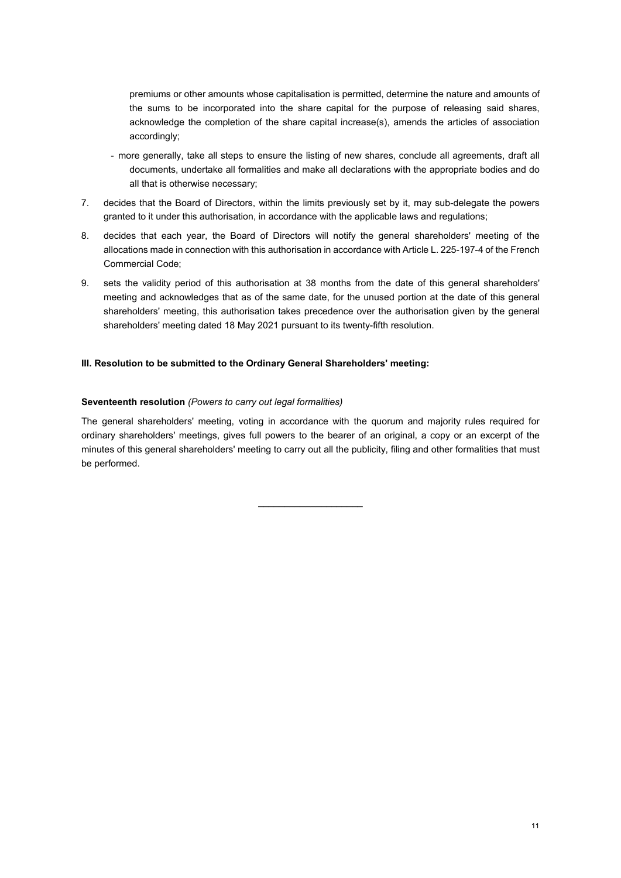premiums or other amounts whose capitalisation is permitted, determine the nature and amounts of the sums to be incorporated into the share capital for the purpose of releasing said shares, acknowledge the completion of the share capital increase(s), amends the articles of association accordingly;

- more generally, take all steps to ensure the listing of new shares, conclude all agreements, draft all documents, undertake all formalities and make all declarations with the appropriate bodies and do all that is otherwise necessary;

7. decides that the Board of Directors, within the limits previously set by it, may sub-delegate the powers granted to it under this authorisation, in accordance with the applicable laws and regulations;
8. decides that each year, the Board of Directors will notify the general shareholders' meeting of the allocations made in connection with this authorisation in accordance with Article L. 225-197-4 of the French Commercial Code;
9. sets the validity period of this authorisation at 38 months from the date of this general shareholders' meeting and acknowledges that as of the same date, for the unused portion at the date of this general shareholders' meeting, this authorisation takes precedence over the authorisation given by the general shareholders' meeting dated 18 May 2021 pursuant to its twenty-fifth resolution.

### III. Resolution to be submitted to the Ordinary General Shareholders' meeting:

**Seventeenth resolution** *(Powers to carry out legal formalities)*

The general shareholders' meeting, voting in accordance with the quorum and majority rules required for ordinary shareholders' meetings, gives full powers to the bearer of an original, a copy or an excerpt of the minutes of this general shareholders' meeting to carry out all the publicity, filing and other formalities that must be performed.

---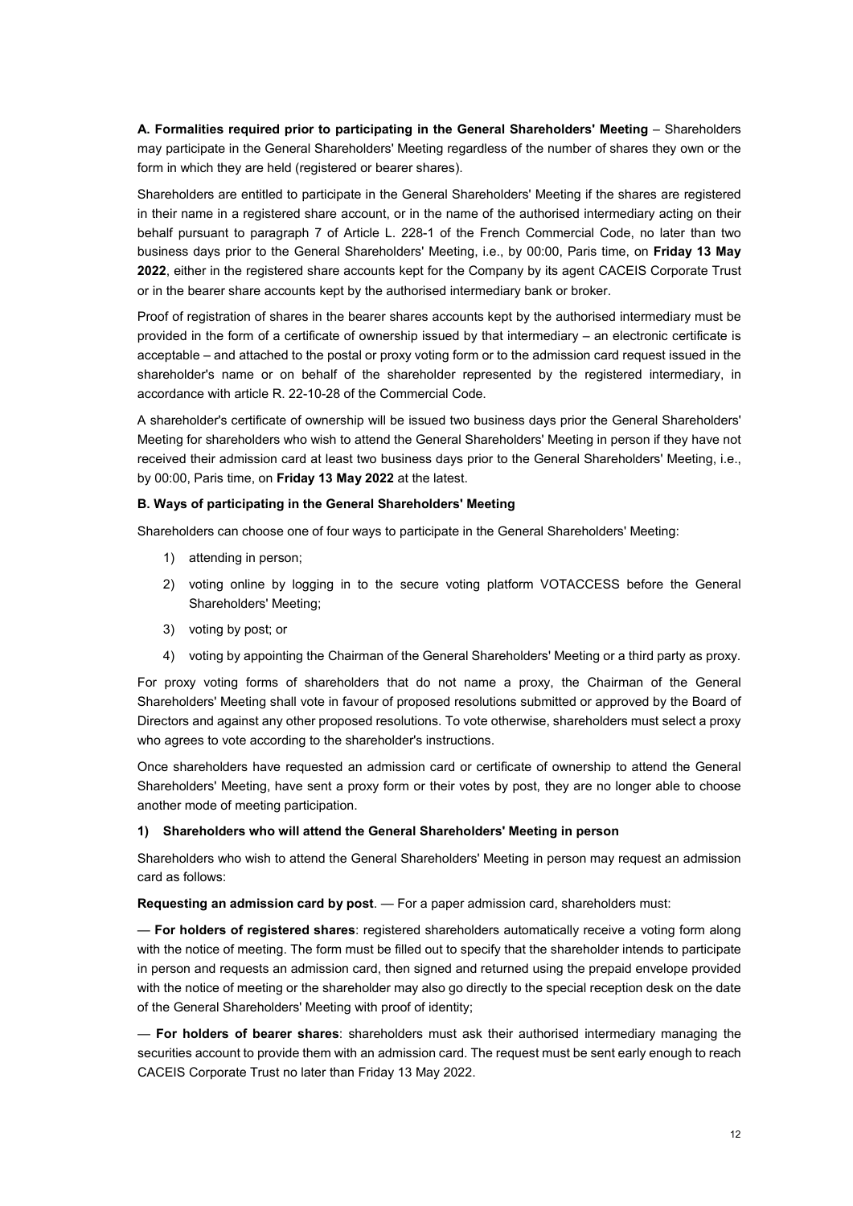**A. Formalities required prior to participating in the General Shareholders' Meeting** – Shareholders may participate in the General Shareholders' Meeting regardless of the number of shares they own or the form in which they are held (registered or bearer shares).

Shareholders are entitled to participate in the General Shareholders' Meeting if the shares are registered in their name in a registered share account, or in the name of the authorised intermediary acting on their behalf pursuant to paragraph 7 of Article L. 228-1 of the French Commercial Code, no later than two business days prior to the General Shareholders' Meeting, i.e., by 00:00, Paris time, on **Friday 13 May 2022**, either in the registered share accounts kept for the Company by its agent CACEIS Corporate Trust or in the bearer share accounts kept by the authorised intermediary bank or broker.

Proof of registration of shares in the bearer shares accounts kept by the authorised intermediary must be provided in the form of a certificate of ownership issued by that intermediary – an electronic certificate is acceptable – and attached to the postal or proxy voting form or to the admission card request issued in the shareholder's name or on behalf of the shareholder represented by the registered intermediary, in accordance with article R. 22-10-28 of the Commercial Code.

A shareholder's certificate of ownership will be issued two business days prior the General Shareholders' Meeting for shareholders who wish to attend the General Shareholders' Meeting in person if they have not received their admission card at least two business days prior to the General Shareholders' Meeting, i.e., by 00:00, Paris time, on **Friday 13 May 2022** at the latest.

**B. Ways of participating in the General Shareholders' Meeting**

Shareholders can choose one of four ways to participate in the General Shareholders' Meeting:

1) attending in person;
2) voting online by logging in to the secure voting platform VOTACCESS before the General Shareholders' Meeting;
3) voting by post; or
4) voting by appointing the Chairman of the General Shareholders' Meeting or a third party as proxy.

For proxy voting forms of shareholders that do not name a proxy, the Chairman of the General Shareholders' Meeting shall vote in favour of proposed resolutions submitted or approved by the Board of Directors and against any other proposed resolutions. To vote otherwise, shareholders must select a proxy who agrees to vote according to the shareholder's instructions.

Once shareholders have requested an admission card or certificate of ownership to attend the General Shareholders' Meeting, have sent a proxy form or their votes by post, they are no longer able to choose another mode of meeting participation.

**1) Shareholders who will attend the General Shareholders' Meeting in person**

Shareholders who wish to attend the General Shareholders' Meeting in person may request an admission card as follows:

**Requesting an admission card by post**. — For a paper admission card, shareholders must:

— **For holders of registered shares**: registered shareholders automatically receive a voting form along with the notice of meeting. The form must be filled out to specify that the shareholder intends to participate in person and requests an admission card, then signed and returned using the prepaid envelope provided with the notice of meeting or the shareholder may also go directly to the special reception desk on the date of the General Shareholders' Meeting with proof of identity;

— **For holders of bearer shares**: shareholders must ask their authorised intermediary managing the securities account to provide them with an admission card. The request must be sent early enough to reach CACEIS Corporate Trust no later than Friday 13 May 2022.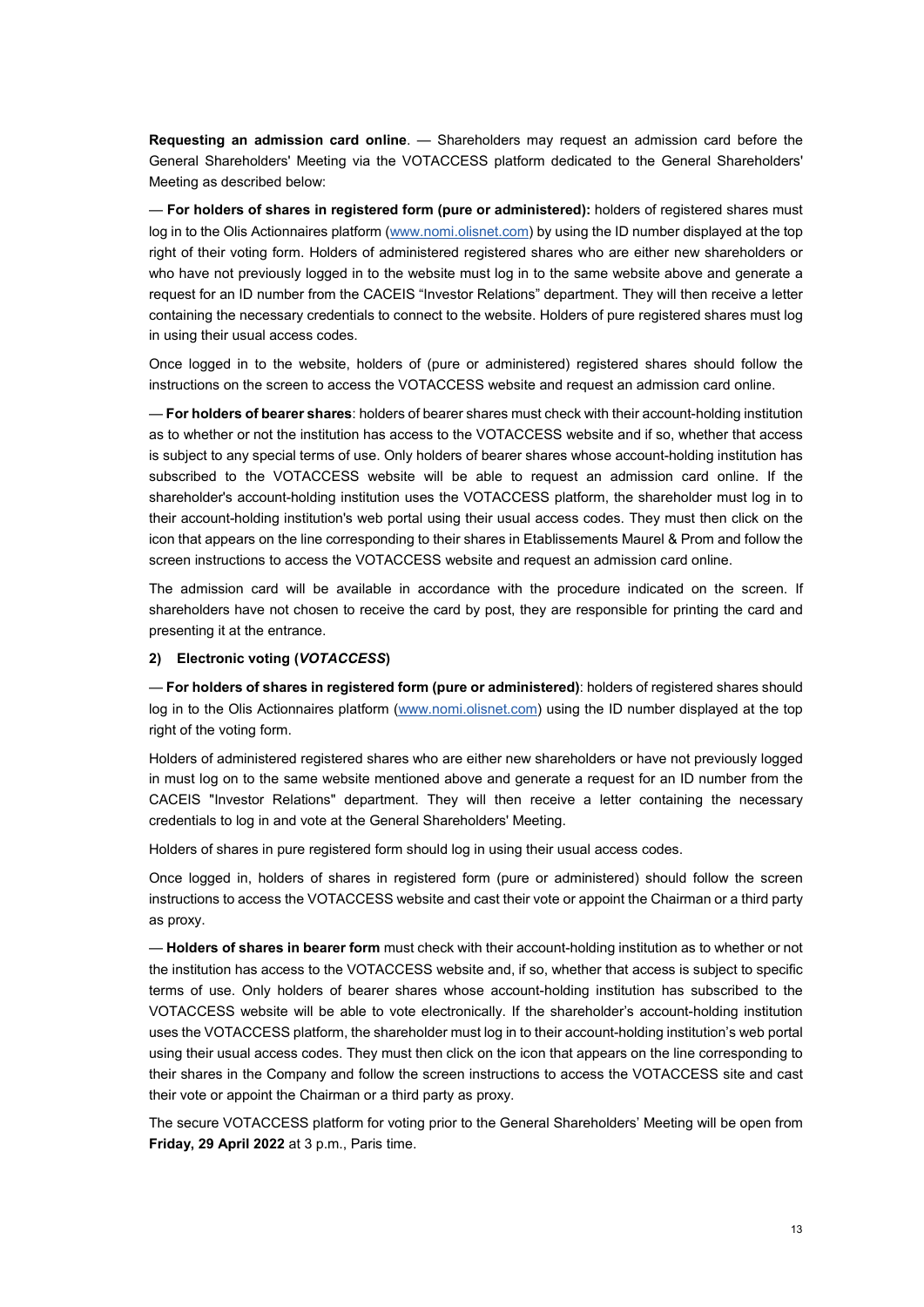**Requesting an admission card online**. — Shareholders may request an admission card before the General Shareholders' Meeting via the VOTACCESS platform dedicated to the General Shareholders' Meeting as described below:

— **For holders of shares in registered form (pure or administered):** holders of registered shares must log in to the Olis Actionnaires platform ([www.nomi.olisnet.com](www.nomi.olisnet.com)) by using the ID number displayed at the top right of their voting form. Holders of administered registered shares who are either new shareholders or who have not previously logged in to the website must log in to the same website above and generate a request for an ID number from the CACEIS "Investor Relations" department. They will then receive a letter containing the necessary credentials to connect to the website. Holders of pure registered shares must log in using their usual access codes.

Once logged in to the website, holders of (pure or administered) registered shares should follow the instructions on the screen to access the VOTACCESS website and request an admission card online.

— **For holders of bearer shares**: holders of bearer shares must check with their account-holding institution as to whether or not the institution has access to the VOTACCESS website and if so, whether that access is subject to any special terms of use. Only holders of bearer shares whose account-holding institution has subscribed to the VOTACCESS website will be able to request an admission card online. If the shareholder's account-holding institution uses the VOTACCESS platform, the shareholder must log in to their account-holding institution's web portal using their usual access codes. They must then click on the icon that appears on the line corresponding to their shares in Etablissements Maurel & Prom and follow the screen instructions to access the VOTACCESS website and request an admission card online.

The admission card will be available in accordance with the procedure indicated on the screen. If shareholders have not chosen to receive the card by post, they are responsible for printing the card and presenting it at the entrance.

**2) Electronic voting (*VOTACCESS*)**

— **For holders of shares in registered form (pure or administered)**: holders of registered shares should log in to the Olis Actionnaires platform ([www.nomi.olisnet.com](www.nomi.olisnet.com)) using the ID number displayed at the top right of the voting form.

Holders of administered registered shares who are either new shareholders or have not previously logged in must log on to the same website mentioned above and generate a request for an ID number from the CACEIS "Investor Relations" department. They will then receive a letter containing the necessary credentials to log in and vote at the General Shareholders' Meeting.

Holders of shares in pure registered form should log in using their usual access codes.

Once logged in, holders of shares in registered form (pure or administered) should follow the screen instructions to access the VOTACCESS website and cast their vote or appoint the Chairman or a third party as proxy.

— **Holders of shares in bearer form** must check with their account-holding institution as to whether or not the institution has access to the VOTACCESS website and, if so, whether that access is subject to specific terms of use. Only holders of bearer shares whose account-holding institution has subscribed to the VOTACCESS website will be able to vote electronically. If the shareholder's account-holding institution uses the VOTACCESS platform, the shareholder must log in to their account-holding institution's web portal using their usual access codes. They must then click on the icon that appears on the line corresponding to their shares in the Company and follow the screen instructions to access the VOTACCESS site and cast their vote or appoint the Chairman or a third party as proxy.

The secure VOTACCESS platform for voting prior to the General Shareholders' Meeting will be open from **Friday, 29 April 2022** at 3 p.m., Paris time.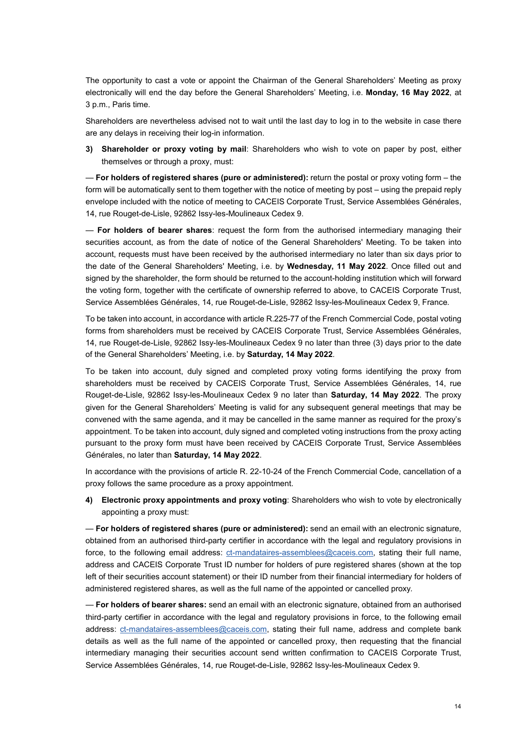The opportunity to cast a vote or appoint the Chairman of the General Shareholders' Meeting as proxy electronically will end the day before the General Shareholders' Meeting, i.e. **Monday, 16 May 2022**, at 3 p.m., Paris time.

Shareholders are nevertheless advised not to wait until the last day to log in to the website in case there are any delays in receiving their log-in information.

3) **Shareholder or proxy voting by mail**: Shareholders who wish to vote on paper by post, either themselves or through a proxy, must:

— **For holders of registered shares (pure or administered):** return the postal or proxy voting form – the form will be automatically sent to them together with the notice of meeting by post – using the prepaid reply envelope included with the notice of meeting to CACEIS Corporate Trust, Service Assemblées Générales, 14, rue Rouget-de-Lisle, 92862 Issy-les-Moulineaux Cedex 9.

— **For holders of bearer shares**: request the form from the authorised intermediary managing their securities account, as from the date of notice of the General Shareholders' Meeting. To be taken into account, requests must have been received by the authorised intermediary no later than six days prior to the date of the General Shareholders' Meeting, i.e. by **Wednesday, 11 May 2022**. Once filled out and signed by the shareholder, the form should be returned to the account-holding institution which will forward the voting form, together with the certificate of ownership referred to above, to CACEIS Corporate Trust, Service Assemblées Générales, 14, rue Rouget-de-Lisle, 92862 Issy-les-Moulineaux Cedex 9, France.

To be taken into account, in accordance with article R.225-77 of the French Commercial Code, postal voting forms from shareholders must be received by CACEIS Corporate Trust, Service Assemblées Générales, 14, rue Rouget-de-Lisle, 92862 Issy-les-Moulineaux Cedex 9 no later than three (3) days prior to the date of the General Shareholders' Meeting, i.e. by **Saturday, 14 May 2022**.

To be taken into account, duly signed and completed proxy voting forms identifying the proxy from shareholders must be received by CACEIS Corporate Trust, Service Assemblées Générales, 14, rue Rouget-de-Lisle, 92862 Issy-les-Moulineaux Cedex 9 no later than **Saturday, 14 May 2022**. The proxy given for the General Shareholders' Meeting is valid for any subsequent general meetings that may be convened with the same agenda, and it may be cancelled in the same manner as required for the proxy's appointment. To be taken into account, duly signed and completed voting instructions from the proxy acting pursuant to the proxy form must have been received by CACEIS Corporate Trust, Service Assemblées Générales, no later than **Saturday, 14 May 2022**.

In accordance with the provisions of article R. 22-10-24 of the French Commercial Code, cancellation of a proxy follows the same procedure as a proxy appointment.

4) **Electronic proxy appointments and proxy voting**: Shareholders who wish to vote by electronically appointing a proxy must:

— **For holders of registered shares (pure or administered):** send an email with an electronic signature, obtained from an authorised third-party certifier in accordance with the legal and regulatory provisions in force, to the following email address: ct-mandataires-assemblees@caceis.com, stating their full name, address and CACEIS Corporate Trust ID number for holders of pure registered shares (shown at the top left of their securities account statement) or their ID number from their financial intermediary for holders of administered registered shares, as well as the full name of the appointed or cancelled proxy.

— **For holders of bearer shares:** send an email with an electronic signature, obtained from an authorised third-party certifier in accordance with the legal and regulatory provisions in force, to the following email address: ct-mandataires-assemblees@caceis.com, stating their full name, address and complete bank details as well as the full name of the appointed or cancelled proxy, then requesting that the financial intermediary managing their securities account send written confirmation to CACEIS Corporate Trust, Service Assemblées Générales, 14, rue Rouget-de-Lisle, 92862 Issy-les-Moulineaux Cedex 9.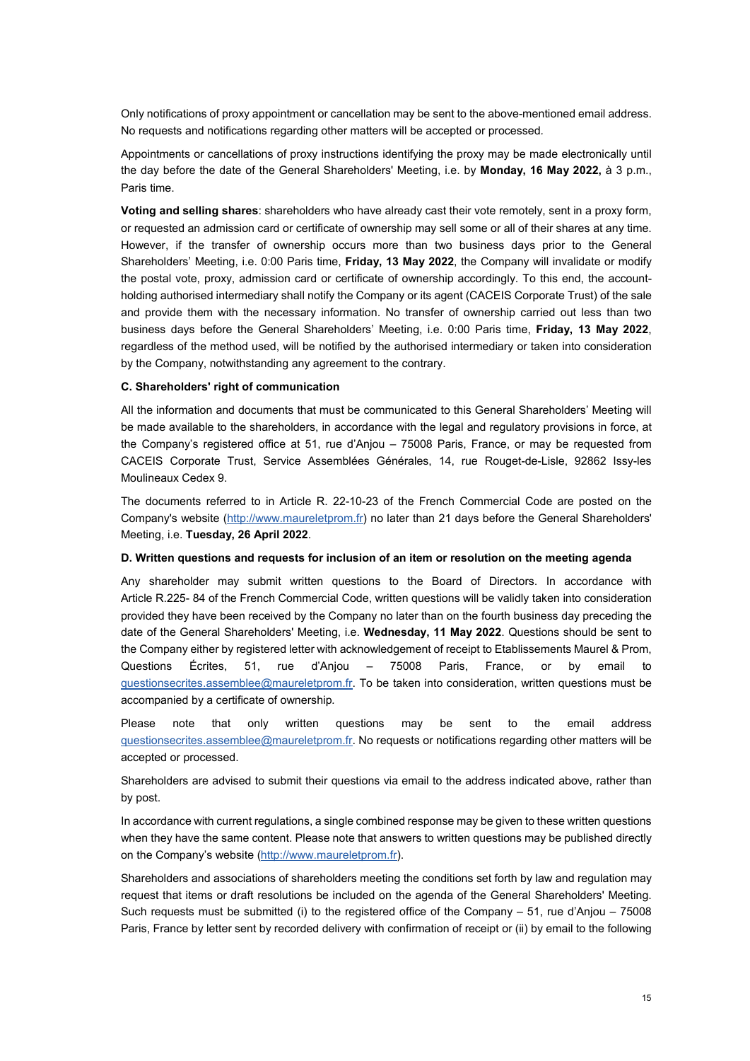Only notifications of proxy appointment or cancellation may be sent to the above-mentioned email address. No requests and notifications regarding other matters will be accepted or processed.

Appointments or cancellations of proxy instructions identifying the proxy may be made electronically until the day before the date of the General Shareholders' Meeting, i.e. by **Monday, 16 May 2022,** à 3 p.m., Paris time.

**Voting and selling shares**: shareholders who have already cast their vote remotely, sent in a proxy form, or requested an admission card or certificate of ownership may sell some or all of their shares at any time. However, if the transfer of ownership occurs more than two business days prior to the General Shareholders' Meeting, i.e. 0:00 Paris time, **Friday, 13 May 2022**, the Company will invalidate or modify the postal vote, proxy, admission card or certificate of ownership accordingly. To this end, the account-holding authorised intermediary shall notify the Company or its agent (CACEIS Corporate Trust) of the sale and provide them with the necessary information. No transfer of ownership carried out less than two business days before the General Shareholders' Meeting, i.e. 0:00 Paris time, **Friday, 13 May 2022**, regardless of the method used, will be notified by the authorised intermediary or taken into consideration by the Company, notwithstanding any agreement to the contrary.

#### C. Shareholders' right of communication

All the information and documents that must be communicated to this General Shareholders' Meeting will be made available to the shareholders, in accordance with the legal and regulatory provisions in force, at the Company's registered office at 51, rue d'Anjou – 75008 Paris, France, or may be requested from CACEIS Corporate Trust, Service Assemblées Générales, 14, rue Rouget-de-Lisle, 92862 Issy-les Moulineaux Cedex 9.

The documents referred to in Article R. 22-10-23 of the French Commercial Code are posted on the Company's website (http://www.maureletprom.fr) no later than 21 days before the General Shareholders' Meeting, i.e. **Tuesday, 26 April 2022**.

#### D. Written questions and requests for inclusion of an item or resolution on the meeting agenda

Any shareholder may submit written questions to the Board of Directors. In accordance with Article R.225- 84 of the French Commercial Code, written questions will be validly taken into consideration provided they have been received by the Company no later than on the fourth business day preceding the date of the General Shareholders' Meeting, i.e. **Wednesday, 11 May 2022**. Questions should be sent to the Company either by registered letter with acknowledgement of receipt to Etablissements Maurel & Prom, Questions Écrites, 51, rue d'Anjou – 75008 Paris, France, or by email to questionsecrites.assemblee@maureletprom.fr. To be taken into consideration, written questions must be accompanied by a certificate of ownership.

Please note that only written questions may be sent to the email address questionsecrites.assemblee@maureletprom.fr. No requests or notifications regarding other matters will be accepted or processed.

Shareholders are advised to submit their questions via email to the address indicated above, rather than by post.

In accordance with current regulations, a single combined response may be given to these written questions when they have the same content. Please note that answers to written questions may be published directly on the Company's website (http://www.maureletprom.fr).

Shareholders and associations of shareholders meeting the conditions set forth by law and regulation may request that items or draft resolutions be included on the agenda of the General Shareholders' Meeting. Such requests must be submitted (i) to the registered office of the Company – 51, rue d'Anjou – 75008 Paris, France by letter sent by recorded delivery with confirmation of receipt or (ii) by email to the following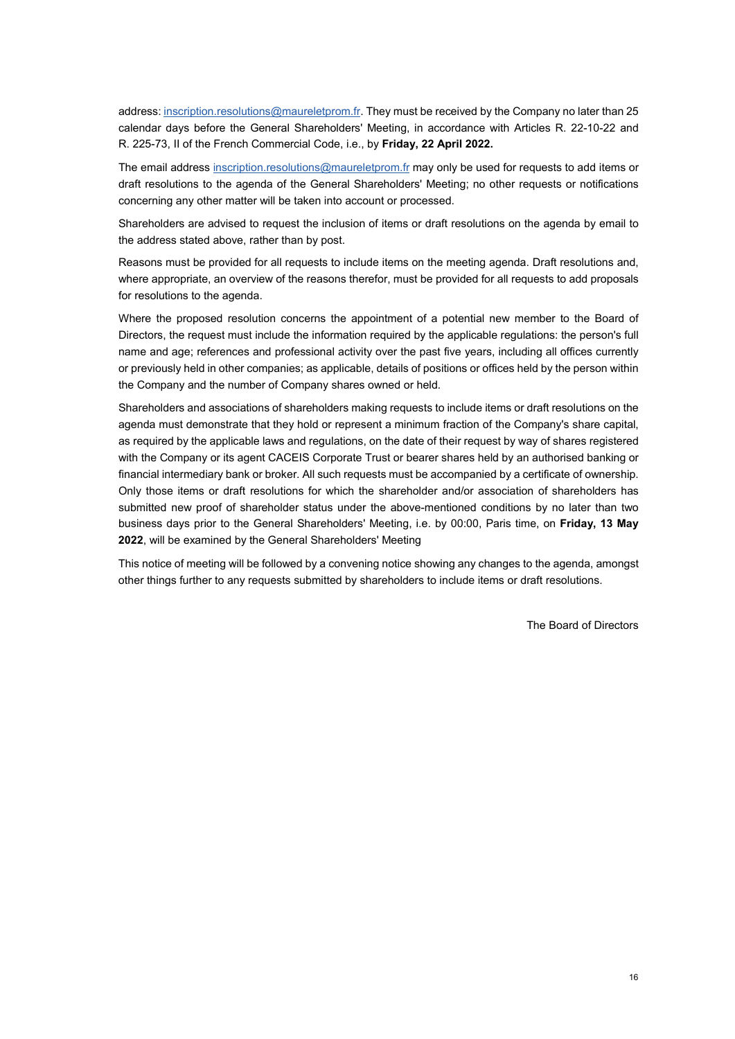address: inscription.resolutions@maureletprom.fr. They must be received by the Company no later than 25 calendar days before the General Shareholders' Meeting, in accordance with Articles R. 22-10-22 and R. 225-73, II of the French Commercial Code, i.e., by **Friday, 22 April 2022.**

The email address inscription.resolutions@maureletprom.fr may only be used for requests to add items or draft resolutions to the agenda of the General Shareholders' Meeting; no other requests or notifications concerning any other matter will be taken into account or processed.

Shareholders are advised to request the inclusion of items or draft resolutions on the agenda by email to the address stated above, rather than by post.

Reasons must be provided for all requests to include items on the meeting agenda. Draft resolutions and, where appropriate, an overview of the reasons therefor, must be provided for all requests to add proposals for resolutions to the agenda.

Where the proposed resolution concerns the appointment of a potential new member to the Board of Directors, the request must include the information required by the applicable regulations: the person's full name and age; references and professional activity over the past five years, including all offices currently or previously held in other companies; as applicable, details of positions or offices held by the person within the Company and the number of Company shares owned or held.

Shareholders and associations of shareholders making requests to include items or draft resolutions on the agenda must demonstrate that they hold or represent a minimum fraction of the Company's share capital, as required by the applicable laws and regulations, on the date of their request by way of shares registered with the Company or its agent CACEIS Corporate Trust or bearer shares held by an authorised banking or financial intermediary bank or broker. All such requests must be accompanied by a certificate of ownership. Only those items or draft resolutions for which the shareholder and/or association of shareholders has submitted new proof of shareholder status under the above-mentioned conditions by no later than two business days prior to the General Shareholders' Meeting, i.e. by 00:00, Paris time, on **Friday, 13 May 2022**, will be examined by the General Shareholders' Meeting

This notice of meeting will be followed by a convening notice showing any changes to the agenda, amongst other things further to any requests submitted by shareholders to include items or draft resolutions.

The Board of Directors